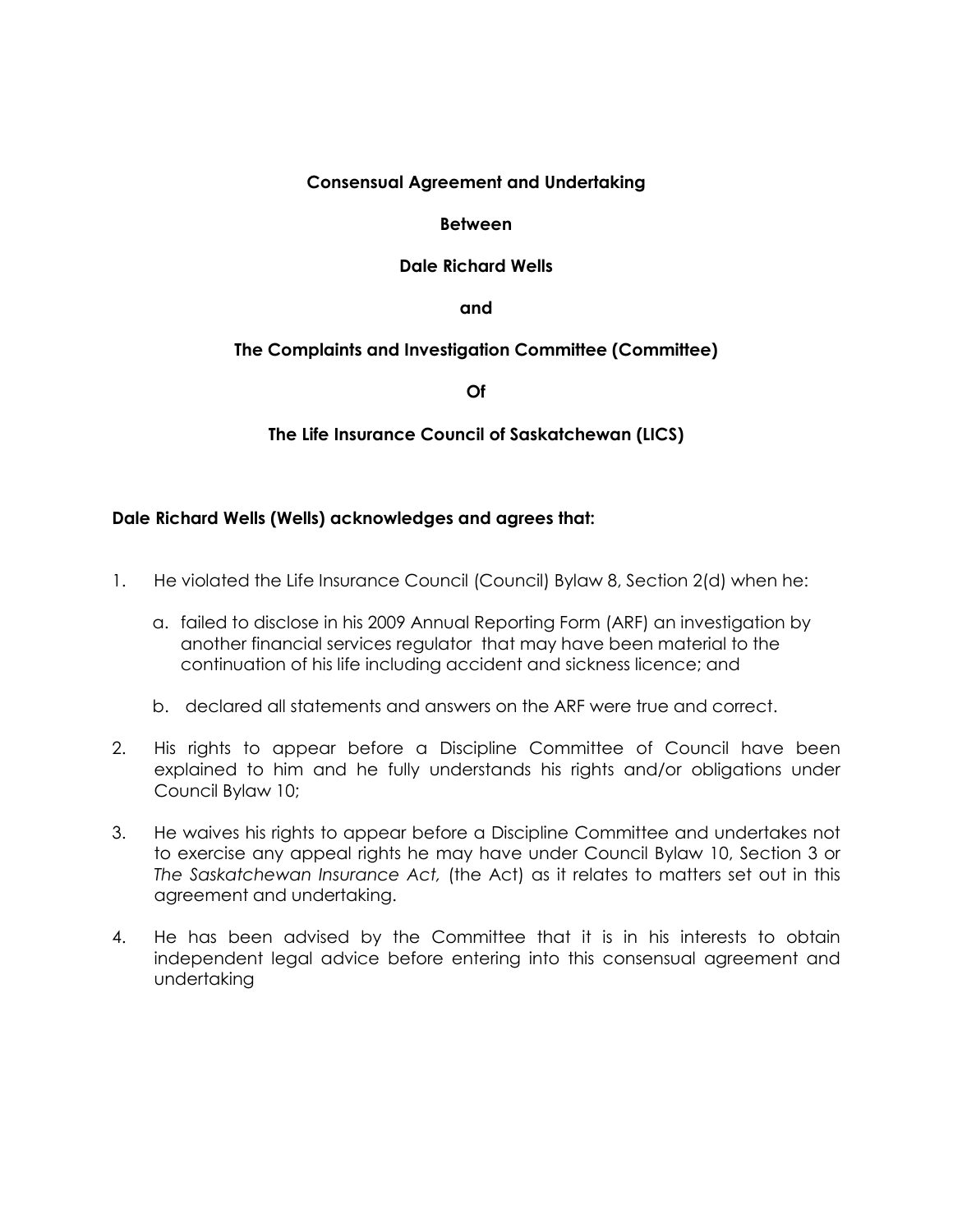**Consensual Agreement and Undertaking**

**Between**

**Dale Richard Wells**

**and**

**The Complaints and Investigation Committee (Committee)**

**Of**

**The Life Insurance Council of Saskatchewan (LICS)**

**Dale Richard Wells (Wells) acknowledges and agrees that:**

1. He violated the Life Insurance Council (Council) Bylaw 8, Section 2(d) when he:

   a. failed to disclose in his 2009 Annual Reporting Form (ARF) an investigation by another financial services regulator that may have been material to the continuation of his life including accident and sickness licence; and

   b. declared all statements and answers on the ARF were true and correct.

2. His rights to appear before a Discipline Committee of Council have been explained to him and he fully understands his rights and/or obligations under Council Bylaw 10;

3. He waives his rights to appear before a Discipline Committee and undertakes not to exercise any appeal rights he may have under Council Bylaw 10, Section 3 or *The Saskatchewan Insurance Act,* (the Act) as it relates to matters set out in this agreement and undertaking.

4. He has been advised by the Committee that it is in his interests to obtain independent legal advice before entering into this consensual agreement and undertaking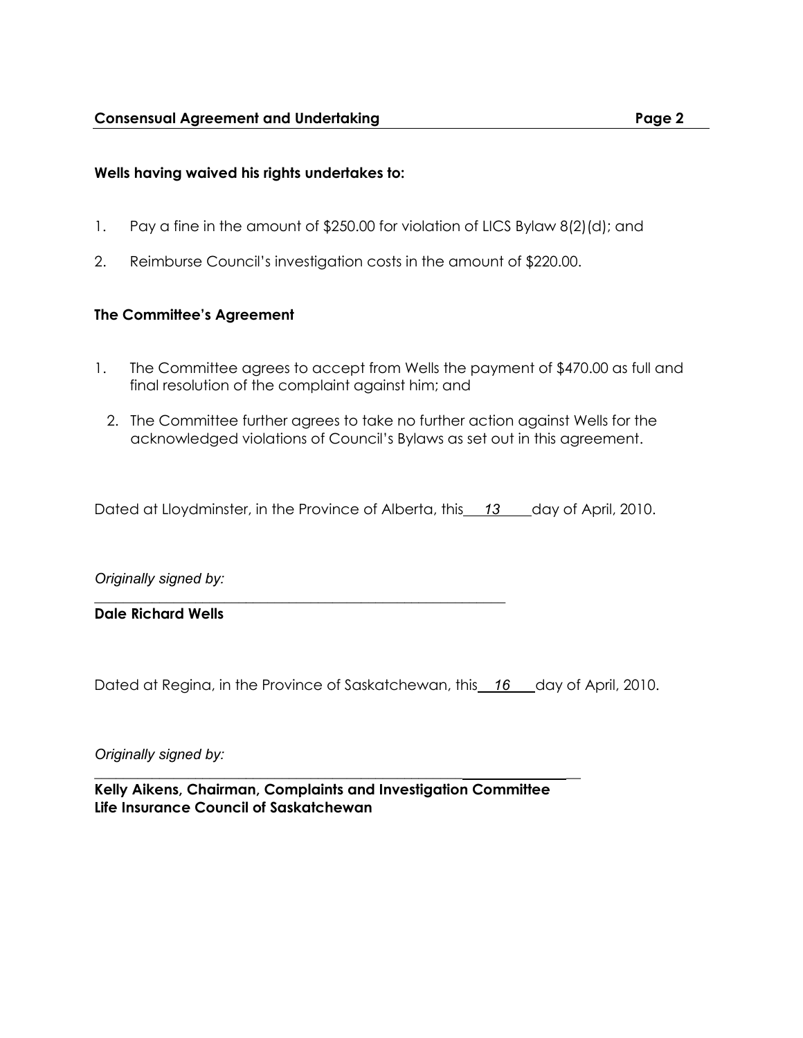**Wells having waived his rights undertakes to:**

1. Pay a fine in the amount of $250.00 for violation of LICS Bylaw 8(2)(d); and
2. Reimburse Council's investigation costs in the amount of $220.00.

**The Committee's Agreement**

1. The Committee agrees to accept from Wells the payment of $470.00 as full and final resolution of the complaint against him; and
2. The Committee further agrees to take no further action against Wells for the acknowledged violations of Council's Bylaws as set out in this agreement.

Dated at Lloydminster, in the Province of Alberta, this *13* day of April, 2010.

*Originally signed by:*

______________________________________________

**Dale Richard Wells**

Dated at Regina, in the Province of Saskatchewan, this *16* day of April, 2010.

*Originally signed by:*

______________________________________________

**Kelly Aikens, Chairman, Complaints and Investigation Committee**
**Life Insurance Council of Saskatchewan**